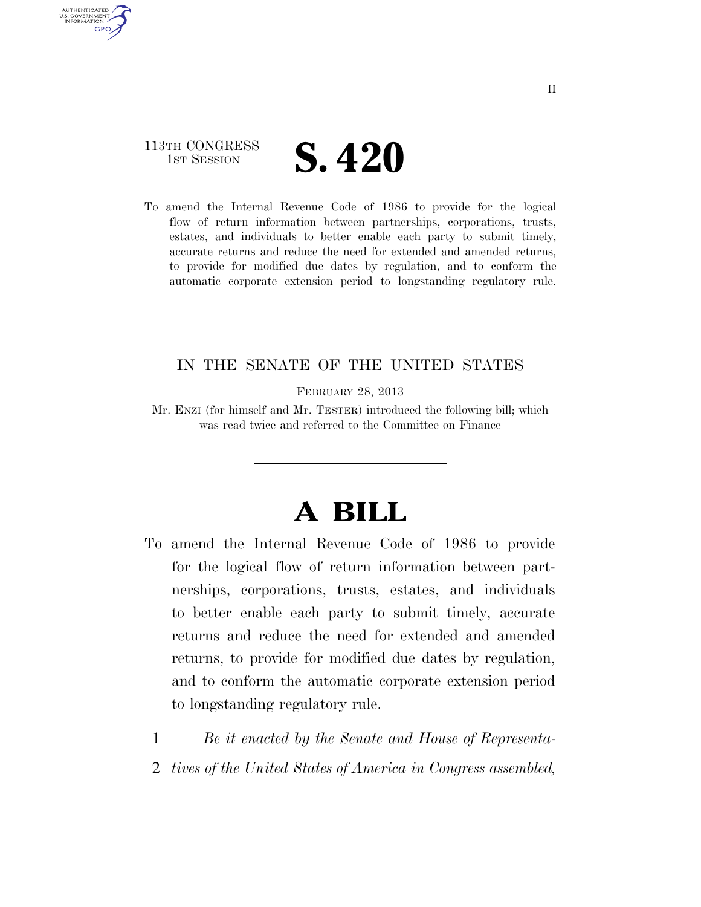113TH CONGRESS
1ST SESSION

# S. 420

To amend the Internal Revenue Code of 1986 to provide for the logical flow of return information between partnerships, corporations, trusts, estates, and individuals to better enable each party to submit timely, accurate returns and reduce the need for extended and amended returns, to provide for modified due dates by regulation, and to conform the automatic corporate extension period to longstanding regulatory rule.

---

IN THE SENATE OF THE UNITED STATES

FEBRUARY 28, 2013

Mr. ENZI (for himself and Mr. TESTER) introduced the following bill; which was read twice and referred to the Committee on Finance

---

# A BILL

To amend the Internal Revenue Code of 1986 to provide for the logical flow of return information between partnerships, corporations, trusts, estates, and individuals to better enable each party to submit timely, accurate returns and reduce the need for extended and amended returns, to provide for modified due dates by regulation, and to conform the automatic corporate extension period to longstanding regulatory rule.

1 *Be it enacted by the Senate and House of Representa-*
2 *tives of the United States of America in Congress assembled,*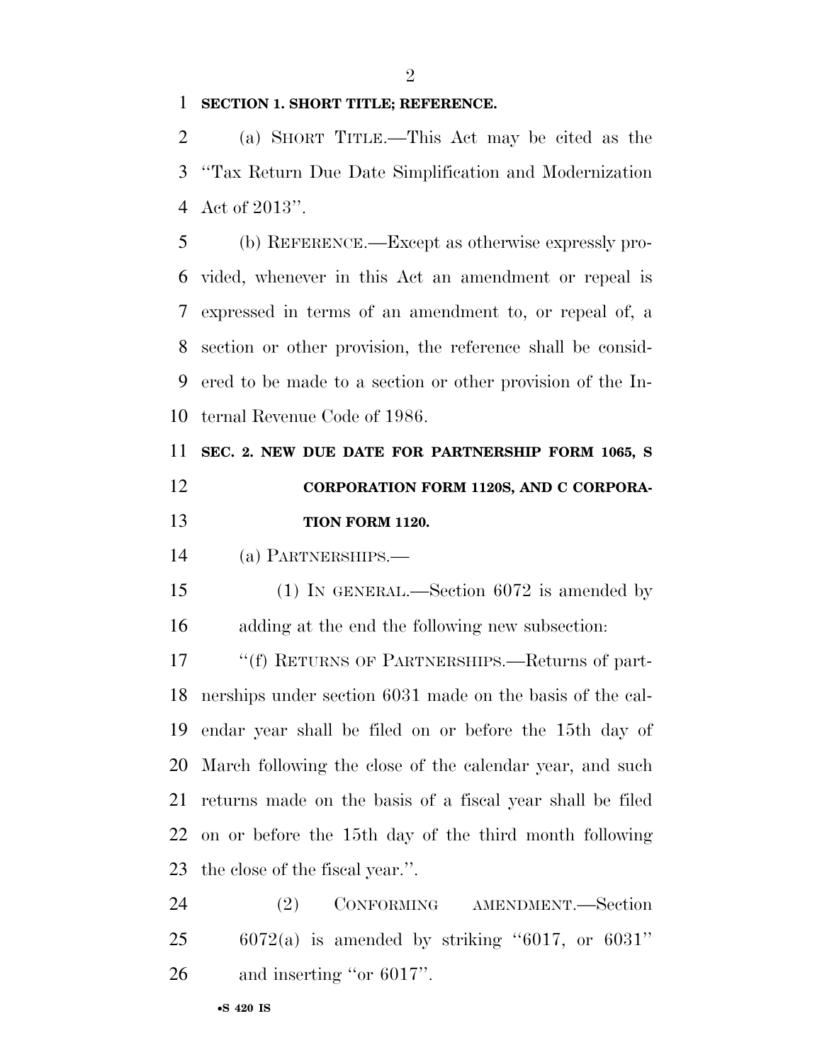**SECTION 1. SHORT TITLE; REFERENCE.**

(a) SHORT TITLE.—This Act may be cited as the "Tax Return Due Date Simplification and Modernization Act of 2013".

(b) REFERENCE.—Except as otherwise expressly provided, whenever in this Act an amendment or repeal is expressed in terms of an amendment to, or repeal of, a section or other provision, the reference shall be considered to be made to a section or other provision of the Internal Revenue Code of 1986.

**SEC. 2. NEW DUE DATE FOR PARTNERSHIP FORM 1065, S CORPORATION FORM 1120S, AND C CORPORATION FORM 1120.**

(a) PARTNERSHIPS.—

(1) IN GENERAL.—Section 6072 is amended by adding at the end the following new subsection:

"(f) RETURNS OF PARTNERSHIPS.—Returns of partnerships under section 6031 made on the basis of the calendar year shall be filed on or before the 15th day of March following the close of the calendar year, and such returns made on the basis of a fiscal year shall be filed on or before the 15th day of the third month following the close of the fiscal year.".

(2) CONFORMING AMENDMENT.—Section 6072(a) is amended by striking "6017, or 6031" and inserting "or 6017".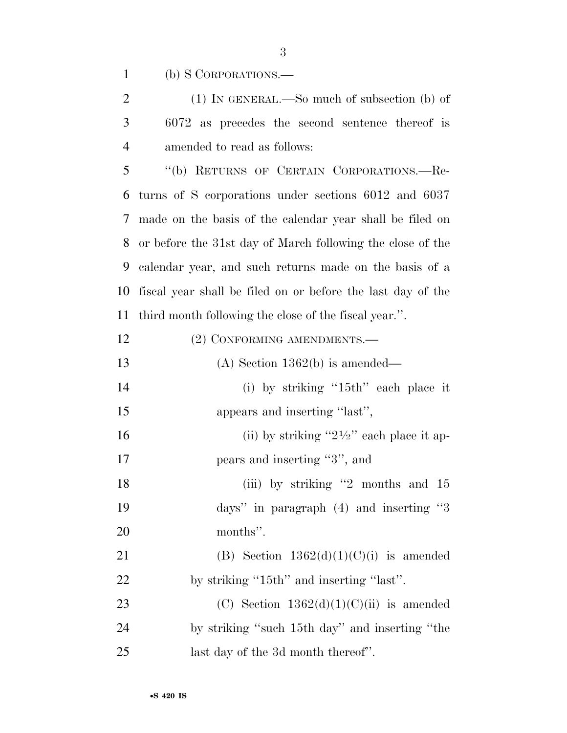(b) S CORPORATIONS.—

(1) IN GENERAL.—So much of subsection (b) of 6072 as precedes the second sentence thereof is amended to read as follows:

"(b) RETURNS OF CERTAIN CORPORATIONS.—Returns of S corporations under sections 6012 and 6037 made on the basis of the calendar year shall be filed on or before the 31st day of March following the close of the calendar year, and such returns made on the basis of a fiscal year shall be filed on or before the last day of the third month following the close of the fiscal year.".

(2) CONFORMING AMENDMENTS.—

(A) Section 1362(b) is amended—

(i) by striking "15th" each place it appears and inserting "last",

(ii) by striking "2½" each place it appears and inserting "3", and

(iii) by striking "2 months and 15 days" in paragraph (4) and inserting "3 months".

(B) Section 1362(d)(1)(C)(i) is amended by striking "15th" and inserting "last".

(C) Section 1362(d)(1)(C)(ii) is amended by striking "such 15th day" and inserting "the last day of the 3d month thereof".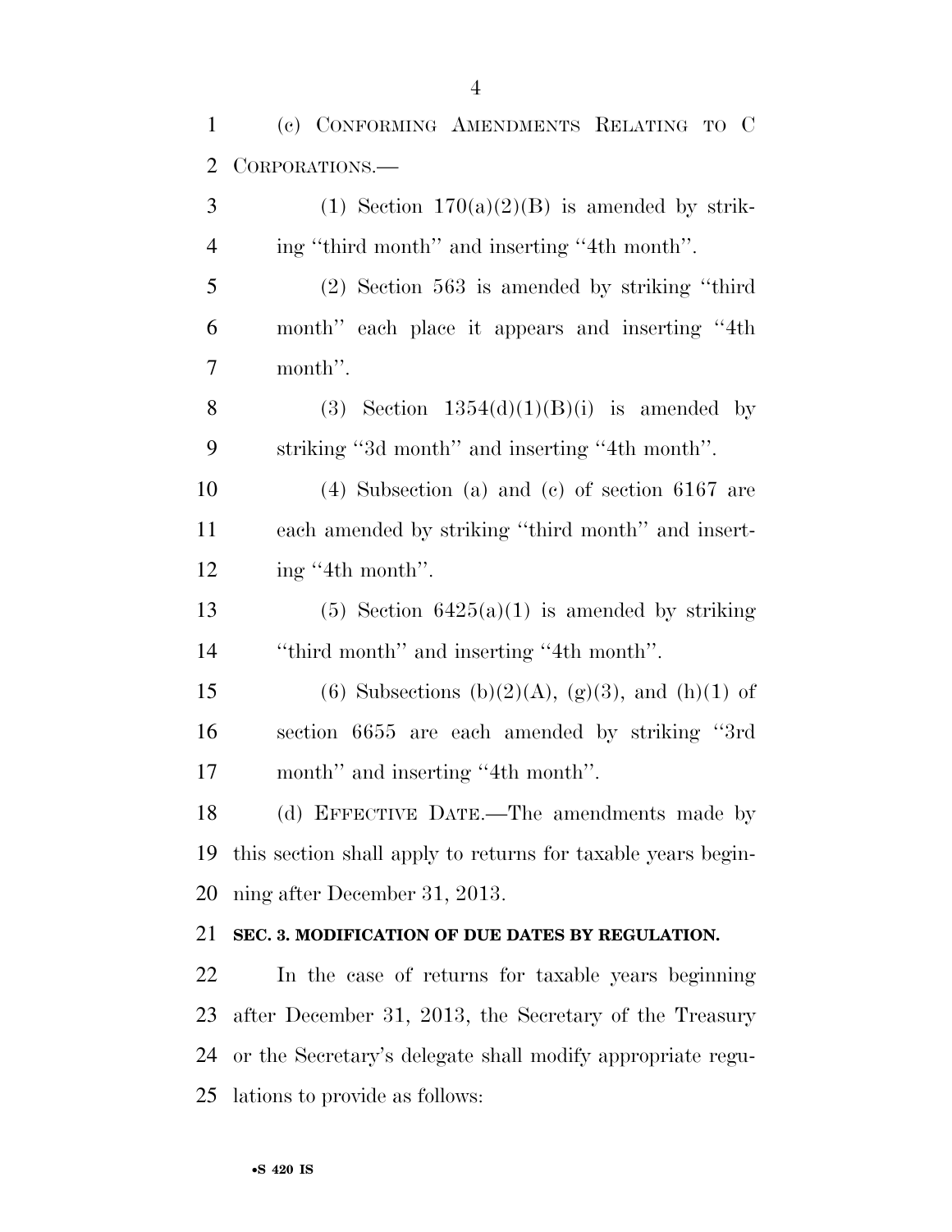(c) CONFORMING AMENDMENTS RELATING TO C CORPORATIONS.—

(1) Section 170(a)(2)(B) is amended by striking ''third month'' and inserting ''4th month''.

(2) Section 563 is amended by striking ''third month'' each place it appears and inserting ''4th month''.

(3) Section 1354(d)(1)(B)(i) is amended by striking ''3d month'' and inserting ''4th month''.

(4) Subsection (a) and (c) of section 6167 are each amended by striking ''third month'' and inserting ''4th month''.

(5) Section 6425(a)(1) is amended by striking ''third month'' and inserting ''4th month''.

(6) Subsections (b)(2)(A), (g)(3), and (h)(1) of section 6655 are each amended by striking ''3rd month'' and inserting ''4th month''.

(d) EFFECTIVE DATE.—The amendments made by this section shall apply to returns for taxable years beginning after December 31, 2013.

**SEC. 3. MODIFICATION OF DUE DATES BY REGULATION.**

In the case of returns for taxable years beginning after December 31, 2013, the Secretary of the Treasury or the Secretary's delegate shall modify appropriate regulations to provide as follows: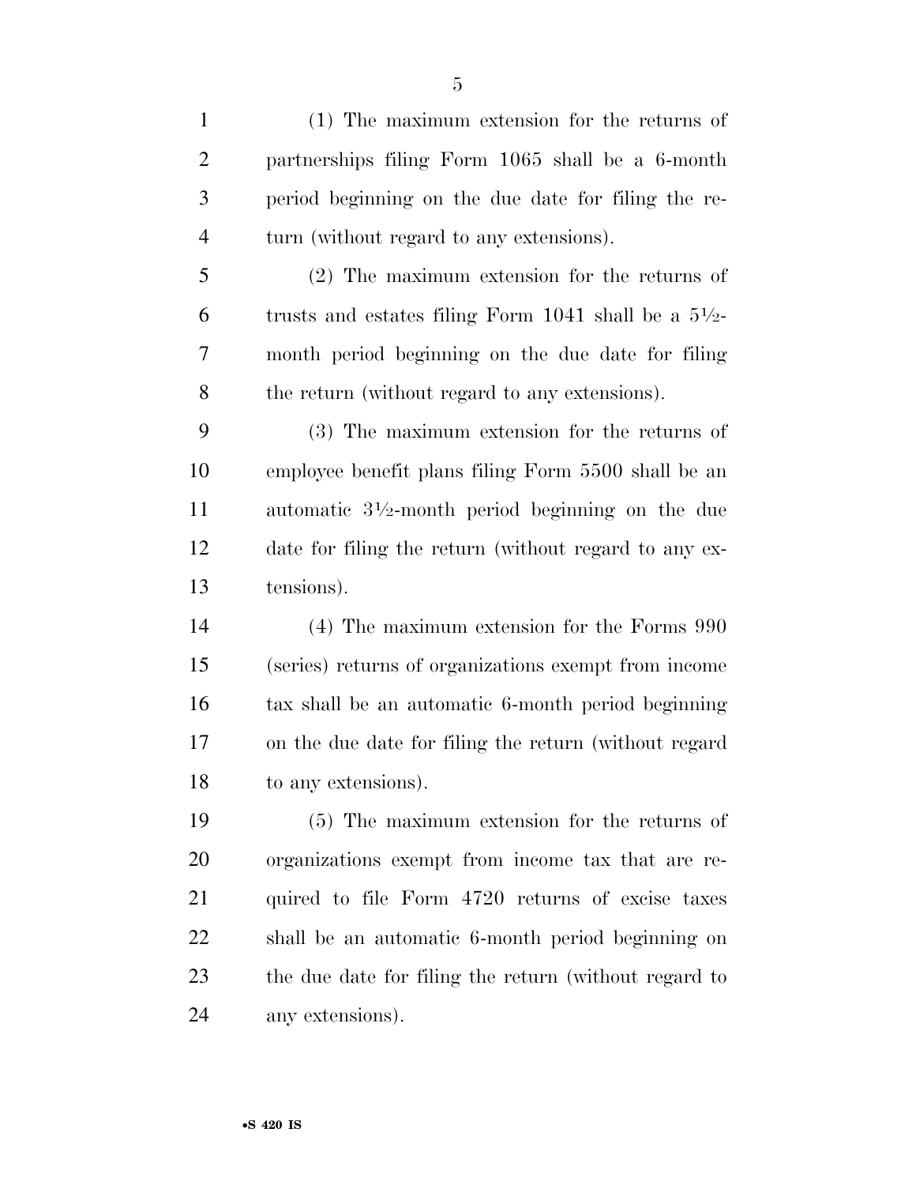(1) The maximum extension for the returns of partnerships filing Form 1065 shall be a 6-month period beginning on the due date for filing the return (without regard to any extensions).

(2) The maximum extension for the returns of trusts and estates filing Form 1041 shall be a 5½-month period beginning on the due date for filing the return (without regard to any extensions).

(3) The maximum extension for the returns of employee benefit plans filing Form 5500 shall be an automatic 3½-month period beginning on the due date for filing the return (without regard to any extensions).

(4) The maximum extension for the Forms 990 (series) returns of organizations exempt from income tax shall be an automatic 6-month period beginning on the due date for filing the return (without regard to any extensions).

(5) The maximum extension for the returns of organizations exempt from income tax that are required to file Form 4720 returns of excise taxes shall be an automatic 6-month period beginning on the due date for filing the return (without regard to any extensions).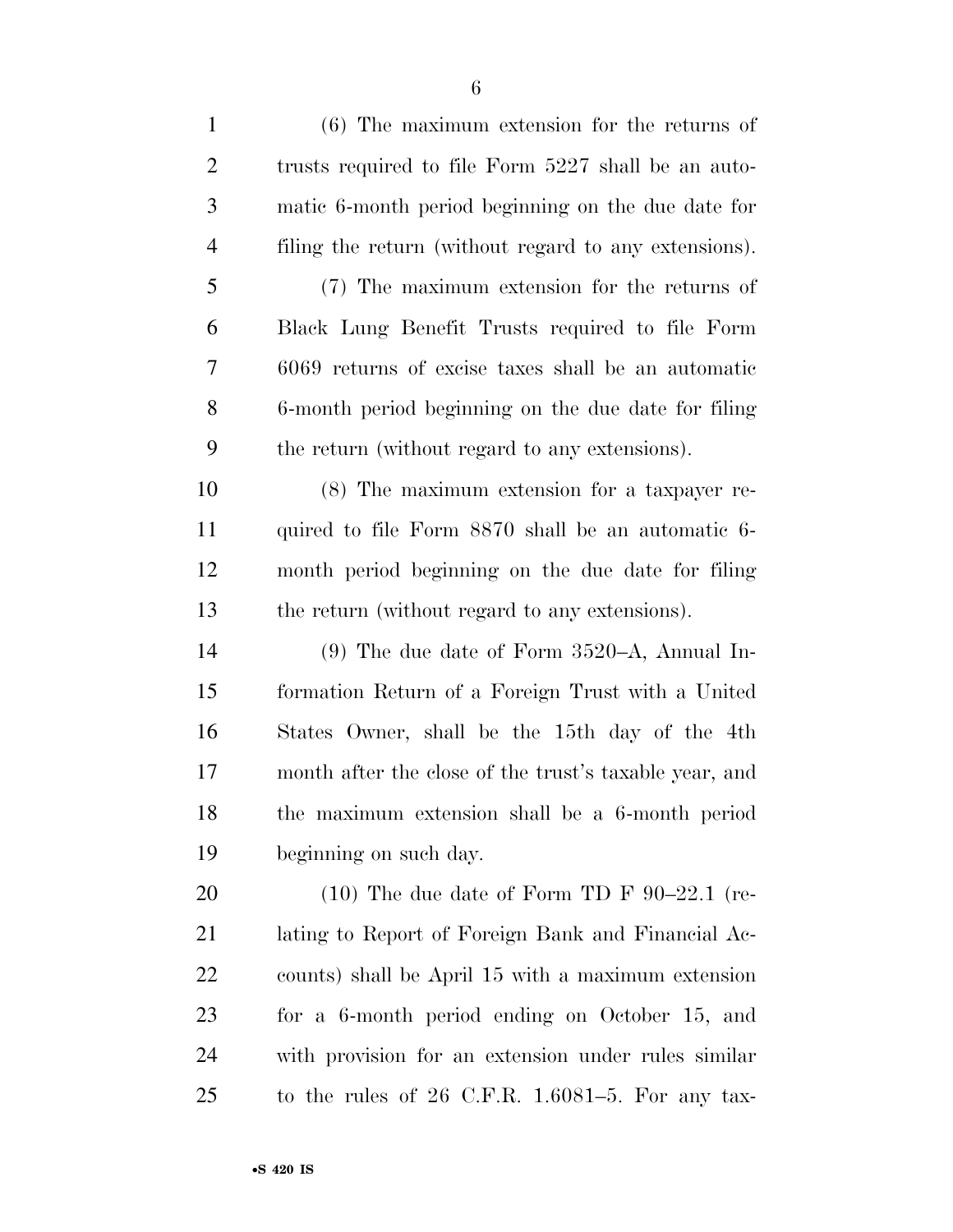(6) The maximum extension for the returns of trusts required to file Form 5227 shall be an automatic 6-month period beginning on the due date for filing the return (without regard to any extensions).

(7) The maximum extension for the returns of Black Lung Benefit Trusts required to file Form 6069 returns of excise taxes shall be an automatic 6-month period beginning on the due date for filing the return (without regard to any extensions).

(8) The maximum extension for a taxpayer required to file Form 8870 shall be an automatic 6-month period beginning on the due date for filing the return (without regard to any extensions).

(9) The due date of Form 3520–A, Annual Information Return of a Foreign Trust with a United States Owner, shall be the 15th day of the 4th month after the close of the trust's taxable year, and the maximum extension shall be a 6-month period beginning on such day.

(10) The due date of Form TD F 90–22.1 (relating to Report of Foreign Bank and Financial Accounts) shall be April 15 with a maximum extension for a 6-month period ending on October 15, and with provision for an extension under rules similar to the rules of 26 C.F.R. 1.6081–5. For any tax-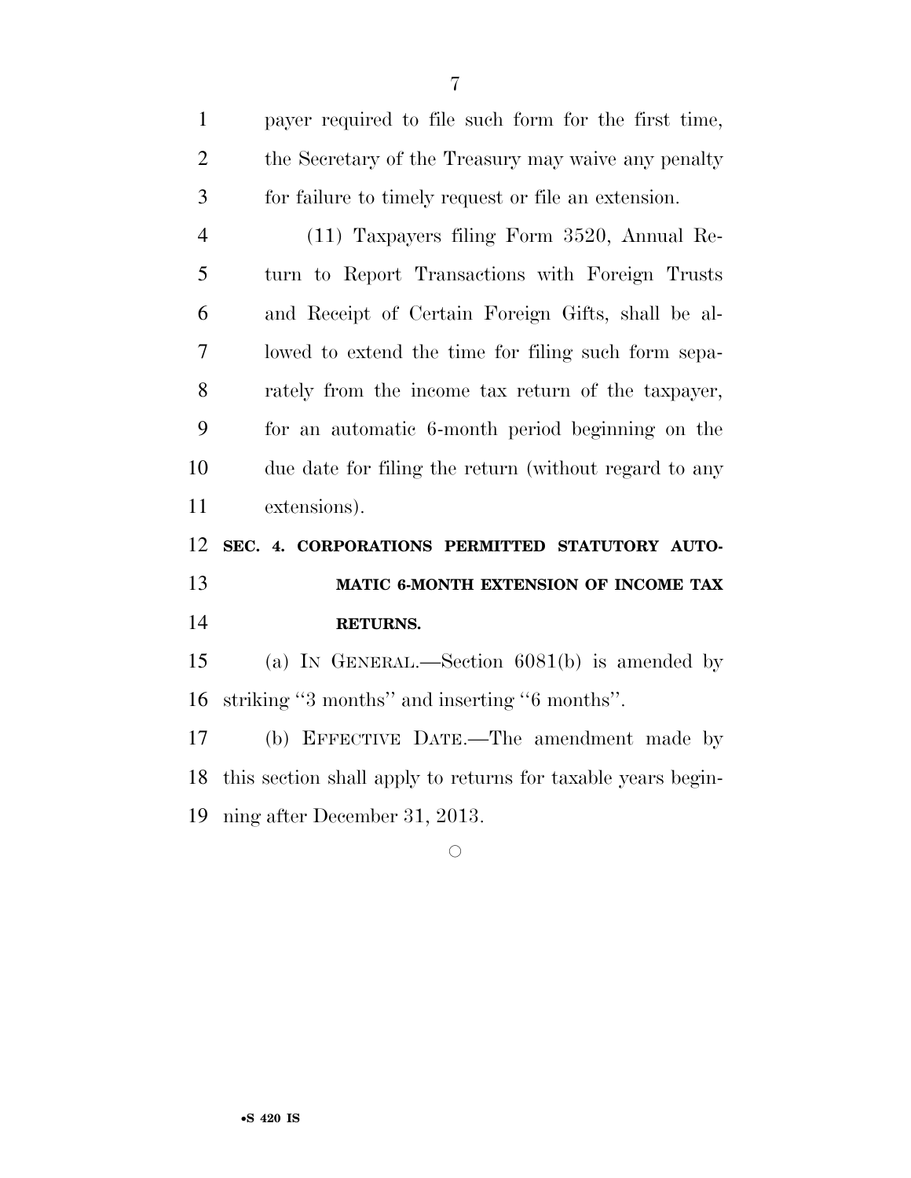payer required to file such form for the first time, the Secretary of the Treasury may waive any penalty for failure to timely request or file an extension.

(11) Taxpayers filing Form 3520, Annual Return to Report Transactions with Foreign Trusts and Receipt of Certain Foreign Gifts, shall be allowed to extend the time for filing such form separately from the income tax return of the taxpayer, for an automatic 6-month period beginning on the due date for filing the return (without regard to any extensions).

**SEC. 4. CORPORATIONS PERMITTED STATUTORY AUTOMATIC 6-MONTH EXTENSION OF INCOME TAX RETURNS.**

(a) IN GENERAL.—Section 6081(b) is amended by striking ''3 months'' and inserting ''6 months''.

(b) EFFECTIVE DATE.—The amendment made by this section shall apply to returns for taxable years beginning after December 31, 2013.

○